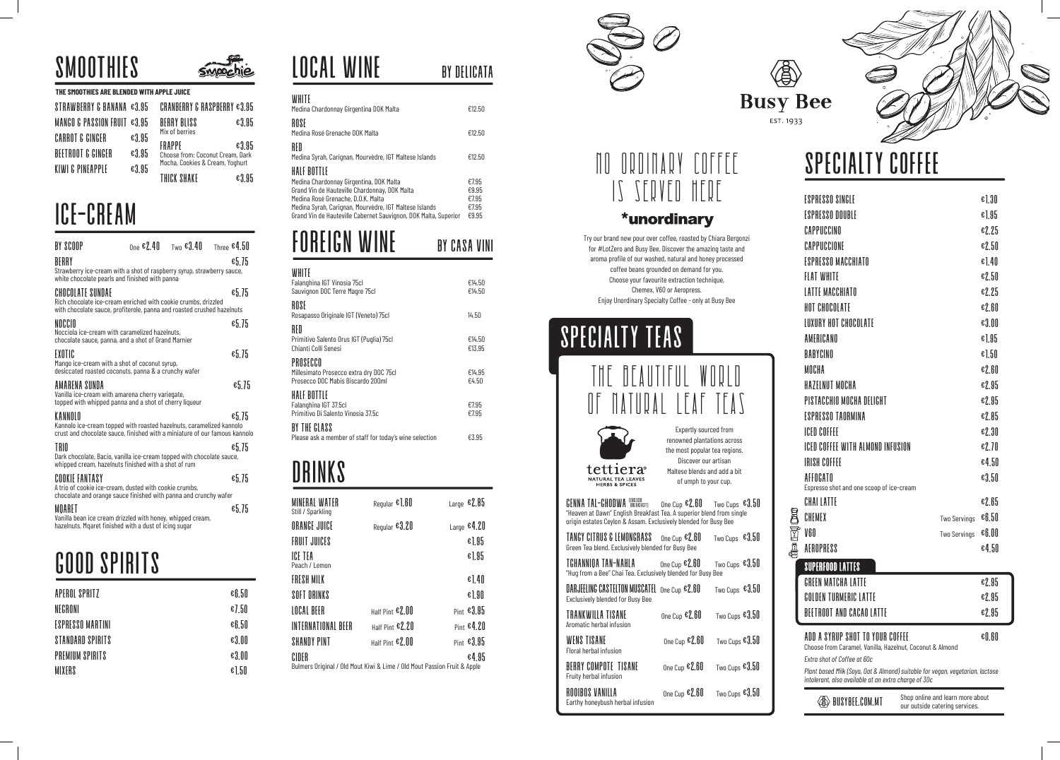# SMOOTHIES

**THE SMOOTHIES ARE BLENDED WITH APPLE JUICE**

| Item | Price |
|---|---|
| STRAWBERRY & BANANA | €3.95 |
| MANGO & PASSION FRUIT | €3.95 |
| CARROT & GINGER | €3.95 |
| BEETROOT & GINGER | €3.95 |
| KIWI & PINEAPPLE | €3.95 |
| CRANBERRY & RASPBERRY | €3.95 |
| BERRY BLISS<br>Mix of berries | €3.95 |
| FRAPPE<br>Choose from: Coconut Cream, Dark Mocha, Cookies & Cream, Yoghurt | €3.95 |
| THICK SHAKE | €3.95 |

# ICE-CREAM

BY SCOOP — One €2.40 — Two €3.40 — Three €4.50

**BERRY** €5.75
Strawberry ice-cream with a shot of raspberry syrup, strawberry sauce, white chocolate pearls and finished with panna

**CHOCOLATE SUNDAE** €5.75
Rich chocolate ice-cream enriched with cookie crumbs, drizzled with chocolate sauce, profiterole, panna and roasted crushed hazelnuts

**NOCCIO** €5.75
Nocciola ice-cream with caramelized hazelnuts, chocolate sauce, panna, and a shot of Grand Marnier

**EXOTIC** €5.75
Mango ice-cream with a shot of coconut syrup, desiccated roasted coconuts, panna & a crunchy wafer

**AMARENA SUNDA** €5.75
Vanilla ice-cream with amarena cherry variegate, topped with whipped panna and a shot of cherry liqueur

**KANNOLO** €5.75
Kannolo ice-cream topped with roasted hazelnuts, caramelized kannolo crust and chocolate sauce, finished with a miniature of our famous kannolo

**TRIO** €5.75
Dark chocolate, Bacio, vanilla ice-cream topped with chocolate sauce, whipped cream, hazelnuts finished with a shot of rum

**COOKIE FANTASY** €5.75
A trio of cookie ice-cream, dusted with cookie crumbs, chocolate and orange sauce finished with panna and crunchy wafer

**MQARET** €5.75
Vanilla bean ice cream drizzled with honey, whipped cream, hazelnuts. Mqaret finished with a dust of icing sugar

# GOOD SPIRITS

| Item | Price |
|---|---|
| APEROL SPRITZ | €6.50 |
| NEGRONI | €7.50 |
| ESPRESSO MARTINI | €6.50 |
| STANDARD SPIRITS | €3.00 |
| PREMIUM SPIRITS | €3.00 |
| MIXERS | €1.50 |

# LOCAL WINE BY DELICATA

**WHITE**
Medina Chardonnay Girgentina DOK Malta — €12.50

**ROSE**
Medina Rosé Grenache DOK Malta — €12.50

**RED**
Medina Syrah, Carignan, Mourvèdre, IGT Maltese Islands — €12.50

**HALF BOTTLE**
Medina Chardonnay Girgentina, DOK Malta — €7.95
Grand Vin de Hauteville Chardonnay, DOK Malta — €9.95
Medina Rosé Grenache, D.O.K. Malta — €7.95
Medina Syrah, Carignan, Mourvèdre, IGT Maltese Islands — €7.95
Grand Vin de Hauteville Cabernet Sauvignon, DOK Malta, Superior — €9.95

# FOREIGN WINE BY CASA VINI

**WHITE**
Falanghina IGT Vinosia 75cl — €14.50
Sauvignon DOC Terre Magre 75cl — €14.50

**ROSE**
Rosapasso Originale IGT (Veneto) 75cl — 14.50

**RED**
Primitivo Salento Orus IGT (Puglia) 75cl — €14.50
Chianti Colli Senesi — €13.95

**PROSECCO**
Millesimato Prosecco extra dry DOC 75cl — €14.95
Prosecco DOC Mabis Biscardo 200ml — €4.50

**HALF BOTTLE**
Falanghina IGT 37.5cl — €7.95
Primitivo Di Salento Vinosia 37.5c — €7.95

**BY THE GLASS**
Please ask a member of staff for today's wine selection — €3.95

# DRINKS

| Item | | |
|---|---|---|
| MINERAL WATER<br>Still / Sparkling | Regular €1.60 | Large €2.85 |
| ORANGE JUICE | Regular €3.20 | Large €4.20 |
| FRUIT JUICES | | €1.95 |
| ICE TEA<br>Peach / Lemon | | €1.95 |
| FRESH MILK | | €1.40 |
| SOFT DRINKS | | €1.90 |
| LOCAL BEER | Half Pint €2.00 | Pint €3.95 |
| INTERNATIONAL BEER | Half Pint €2.20 | Pint €4.20 |
| SHANDY PINT | Half Pint €2.00 | Pint €3.95 |
| CIDER<br>Bulmers Original / Old Mout Kiwi & Lime / Old Mout Passion Fruit & Apple | | €4.95 |

Busy Bee
EST. 1933

# NO ORDINARY COFFEE IS SERVED HERE

**\*unordinary**

Try our brand new pour over coffee, roasted by Chiara Bergonzi for #LotZero and Busy Bee. Discover the amazing taste and aroma profile of our washed, natural and honey processed coffee beans grounded on demand for you. Choose your favourite extraction technique, Chemex, V60 or Aeropress. Enjoy Unordinary Specialty Coffee - only at Busy Bee

# SPECIALTY TEAS

## THE BEAUTIFUL WORLD OF NATURAL LEAF TEAS

tettiera® NATURAL TEA LEAVES HERBS & SPICES

Expertly sourced from renowned plantations across the most popular tea regions. Discover our artisan Maltese blends and add a bit of umph to your cup.

| Tea | One Cup | Two Cups |
|---|---|---|
| **GENNA TAL-GHODWA** (ENGLISH BREAKFAST)<br>"Heaven at Dawn" English Breakfast Tea. A superior blend from single origin estates Ceylon & Assam. Exclusively blended for Busy Bee | €2.60 | €3.50 |
| **TANGY CITRUS & LEMONGRASS**<br>Green Tea blend. Exclusively blended for Busy Bee | €2.60 | €3.50 |
| **TCHANNIQA TAN-NAHLA**<br>"Hug from a Bee" Chai Tea. Exclusively blended for Busy Bee | €2.60 | €3.50 |
| **DARJEELING CASTELTON MUSCATEL**<br>Exclusively blended for Busy Bee | €2.60 | €3.50 |
| **TRANKWILLA TISANE**<br>Aromatic herbal infusion | €2.60 | €3.50 |
| **WENS TISANE**<br>Floral herbal infusion | €2.60 | €3.50 |
| **BERRY COMPOTE TISANE**<br>Fruity herbal infusion | €2.60 | €3.50 |
| **ROOIBOS VANILLA**<br>Earthy honeybush herbal infusion | €2.60 | €3.50 |

# SPECIALTY COFFEE

| Item | Price |
|---|---|
| ESPRESSO SINGLE | €1.30 |
| ESPRESSO DOUBLE | €1.85 |
| CAPPUCCINO | €2.25 |
| CAPPUCCIONE | €2.50 |
| ESPRESSO MACCHIATO | €1.40 |
| FLAT WHITE | €2.50 |
| LATTE MACCHIATO | €2.25 |
| HOT CHOCOLATE | €2.60 |
| LUXURY HOT CHOCOLATE | €3.00 |
| AMERICANO | €1.95 |
| BABYCINO | €1.50 |
| MOCHA | €2.60 |
| HAZELNUT MOCHA | €2.95 |
| PISTACCHIO MOCHA DELIGHT | €2.95 |
| ESPRESSO TAORMINA | €2.85 |
| ICED COFFEE | €2.30 |
| ICED COFFEE WITH ALMOND INFUSION | €2.70 |
| IRISH COFFEE | €4.50 |
| AFFOCATO<br>Espresso shot and one scoop of ice-cream | €3.50 |
| CHAI LATTE | €2.65 |
| CHEMEX (Two Servings) | €6.50 |
| V60 (Two Servings) | €6.00 |
| AEROPRESS | €4.50 |

## SUPERFOOD LATTES

| Item | Price |
|---|---|
| GREEN MATCHA LATTE | €2.95 |
| GOLDEN TURMERIC LATTE | €2.95 |
| BEETROOT AND CACAO LATTE | €2.95 |

**ADD A SYRUP SHOT TO YOUR COFFEE** €0.60
Choose from Caramel, Vanilla, Hazelnut, Coconut & Almond

*Extra shot of Coffee at 60c*

*Plant based Milk (Soya, Oat & Almond) suitable for vegan, vegetarian, lactose intolerant, also available at an extra charge of 30c*

BUSYBEE.COM.MT — Shop online and learn more about our outside catering services.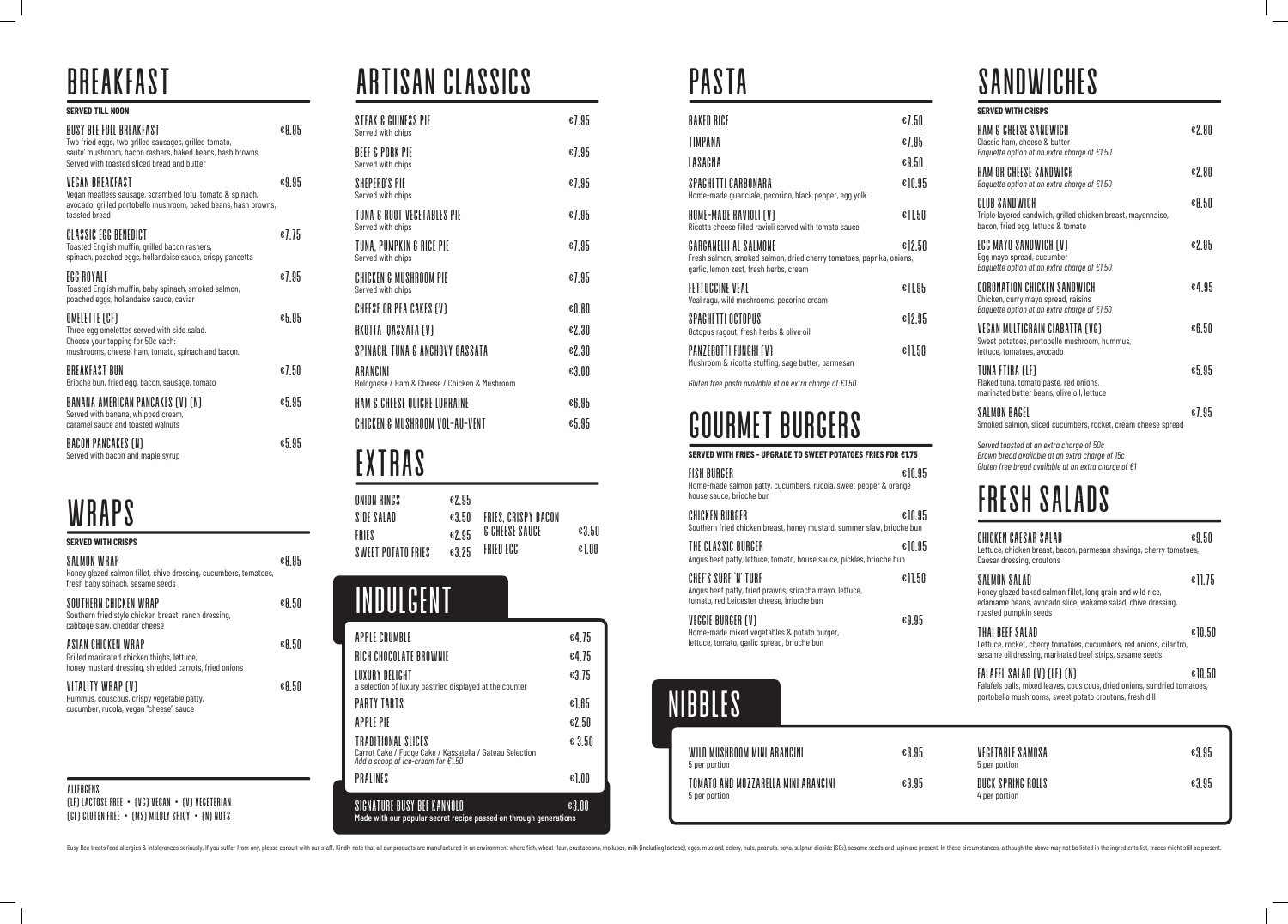# BREAKFAST

**SERVED TILL NOON**

**BUSY BEE FULL BREAKFAST** €8.95
Two fried eggs, two grilled sausages, grilled tomato, sauté' mushroom, bacon rashers, baked beans, hash browns. Served with toasted sliced bread and butter

**VEGAN BREAKFAST** €9.95
Vegan meatless sausage, scrambled tofu, tomato & spinach, avocado, grilled portobello mushroom, baked beans, hash browns, toasted bread

**CLASSIC EGG BENEDICT** €7.75
Toasted English muffin, grilled bacon rashers, spinach, poached eggs, hollandaise sauce, crispy pancetta

**EGG ROYALE** €7.95
Toasted English muffin, baby spinach, smoked salmon, poached eggs, hollandaise sauce, caviar

**OMELETTE (GF)** €5.95
Three egg omelettes served with side salad. Choose your topping for 50c each: mushrooms, cheese, ham, tomato, spinach and bacon.

**BREAKFAST BUN** €7.50
Brioche bun, fried egg, bacon, sausage, tomato

**BANANA AMERICAN PANCAKES (V) (N)** €5.95
Served with banana, whipped cream, caramel sauce and toasted walnuts

**BACON PANCAKES (N)** €5.95
Served with bacon and maple syrup

# WRAPS

**SERVED WITH CRISPS**

**SALMON WRAP** €8.95
Honey glazed salmon fillet, chive dressing, cucumbers, tomatoes, fresh baby spinach, sesame seeds

**SOUTHERN CHICKEN WRAP** €8.50
Southern fried style chicken breast, ranch dressing, cabbage slaw, cheddar cheese

**ASIAN CHICKEN WRAP** €8.50
Grilled marinated chicken thighs, lettuce, honey mustard dressing, shredded carrots, fried onions

**VITALITY WRAP (V)** €8.50
Hummus, couscous, crispy vegetable patty, cucumber, rucola, vegan "cheese" sauce

ALLERGENS
(LF) LACTOSE FREE • (VG) VEGAN • (V) VEGETERIAN
(GF) GLUTEN FREE • (MS) MILDLY SPICY • (N) NUTS

# ARTISAN CLASSICS

**STEAK & GUINESS PIE** €7.95
Served with chips

**BEEF & PORK PIE** €7.95
Served with chips

**SHEPERD'S PIE** €7.95
Served with chips

**TUNA & ROOT VEGETABLES PIE** €7.95
Served with chips

**TUNA, PUMPKIN & RICE PIE** €7.95
Served with chips

**CHICKEN & MUSHROOM PIE** €7.95
Served with chips

**CHEESE OR PEA CAKES (V)** €0.80

**RKOTTA QASSATA (V)** €2.30

**SPINACH, TUNA & ANCHOVY QASSATA** €2.30

**ARANCINI** €3.00
Bolognese / Ham & Cheese / Chicken & Mushroom

**HAM & CHEESE QUICHE LORRAINE** €6.95

**CHICKEN & MUSHROOM VOL-AU-VENT** €5.95

# EXTRAS

| | | | |
|---|---|---|---|
| ONION RINGS | €2.95 | | |
| SIDE SALAD | €3.50 | FRIES, CRISPY BACON & CHEESE SAUCE | €3.50 |
| FRIES | €2.95 | | |
| SWEET POTATO FRIES | €3.25 | FRIED EGG | €1.00 |

# INDULGENT

**APPLE CRUMBLE** €4.75

**RICH CHOCOLATE BROWNIE** €4.75

**LUXURY DELIGHT** €3.75
a selection of luxury pastried displayed at the counter

**PARTY TARTS** €1.65

**APPLE PIE** €2.50

**TRADITIONAL SLICES** € 3.50
Carrot Cake / Fudge Cake / Kassatella / Gateau Selection
*Add a scoop of ice-cream for €1.50*

**PRALINES** €1.00

**SIGNATURE BUSY BEE KANNOLO** €3.00
Made with our popular secret recipe passed on through generations

# PASTA

**BAKED RICE** €7.50

**TIMPANA** €7.95

**LASAGNA** €9.50

**SPAGHETTI CARBONARA** €10.95
Home-made guanciale, pecorino, black pepper, egg yolk

**HOME-MADE RAVIOLI (V)** €11.50
Ricotta cheese filled ravioli served with tomato sauce

**GARGANELLI AL SALMONE** €12.50
Fresh salmon, smoked salmon, dried cherry tomatoes, paprika, onions, garlic, lemon zest, fresh herbs, cream

**FETTUCCINE VEAL** €11.95
Veal ragu, wild mushrooms, pecorino cream

**SPAGHETTI OCTOPUS** €12.95
Octopus ragout, fresh herbs & olive oil

**PANZEROTTI FUNGHI (V)** €11.50
Mushroom & ricotta stuffing, sage butter, parmesan

*Gluten free pasta available at an extra charge of €1.50*

# GOURMET BURGERS

**SERVED WITH FRIES - UPGRADE TO SWEET POTATOES FRIES FOR €1.75**

**FISH BURGER** €10.95
Home-made salmon patty, cucumbers, rucola, sweet pepper & orange house sauce, brioche bun

**CHICKEN BURGER** €10.95
Southern fried chicken breast, honey mustard, summer slaw, brioche bun

**THE CLASSIC BURGER** €10.95
Angus beef patty, lettuce, tomato, house sauce, pickles, brioche bun

**CHEF'S SURF 'N' TURF** €11.50
Angus beef patty, fried prawns, sriracha mayo, lettuce, tomato, red Leicester cheese, brioche bun

**VEGGIE BURGER (V)** €9.95
Home-made mixed vegetables & potato burger, lettuce, tomato, garlic spread, brioche bun

# SANDWICHES

**SERVED WITH CRISPS**

**HAM & CHEESE SANDWICH** €2.80
Classic ham, cheese & butter
*Baguette option at an extra charge of €1.50*

**HAM OR CHEESE SANDWICH** €2.80
*Baguette option at an extra charge of €1.50*

**CLUB SANDWICH** €8.50
Triple layered sandwich, grilled chicken breast, mayonnaise, bacon, fried egg, lettuce & tomato

**EGG MAYO SANDWICH (V)** €2.95
Egg mayo spread, cucumber
*Baguette option at an extra charge of €1.50*

**CORONATION CHICKEN SANDWICH** €4.95
Chicken, curry mayo spread, raisins
*Baguette option at an extra charge of €1.50*

**VEGAN MULTIGRAIN CIABATTA (VG)** €6.50
Sweet potatoes, portobello mushroom, hummus, lettuce, tomatoes, avocado

**TUNA FTIRA (LF)** €5.95
Flaked tuna, tomato paste, red onions, marinated butter beans, olive oil, lettuce

**SALMON BAGEL** €7.95
Smoked salmon, sliced cucumbers, rocket, cream cheese spread

*Served toasted at an extra charge of 50c*
*Brown bread available at an extra charge of 15c*
*Gluten free bread available at an extra charge of €1*

# FRESH SALADS

**CHICKEN CAESAR SALAD** €9.50
Lettuce, chicken breast, bacon, parmesan shavings, cherry tomatoes, Caesar dressing, croutons

**SALMON SALAD** €11.75
Honey glazed baked salmon fillet, long grain and wild rice, edamame beans, avocado slice, wakame salad, chive dressing, roasted pumpkin seeds

**THAI BEEF SALAD** €10.50
Lettuce, rocket, cherry tomatoes, cucumbers, red onions, cilantro, sesame oil dressing, marinated beef strips, sesame seeds

**FALAFEL SALAD (V) (LF) (N)** €10.50
Falafels balls, mixed leaves, cous cous, dried onions, sundried tomatoes, portobello mushrooms, sweet potato croutons, fresh dill

# NIBBLES

**WILD MUSHROOM MINI ARANCINI** €3.95
5 per portion

**TOMATO AND MOZZARELLA MINI ARANCINI** €3.95
5 per portion

**VEGETABLE SAMOSA** €3.95
5 per portion

**DUCK SPRING ROLLS** €3.95
4 per portion

Busy Bee treats food allergies & intolerances seriously. If you suffer from any, please consult with our staff. Kindly note that all our products are manufactured in an environment where fish, wheat flour, crustaceans, molluscs, milk (including lactose), eggs, mustard, celery, nuts, peanuts, soya, sulphur dioxide ($SO_2$), sesame seeds and lupin are present. In these circumstances, although the above may not be listed in the ingredients list, traces might still be present.